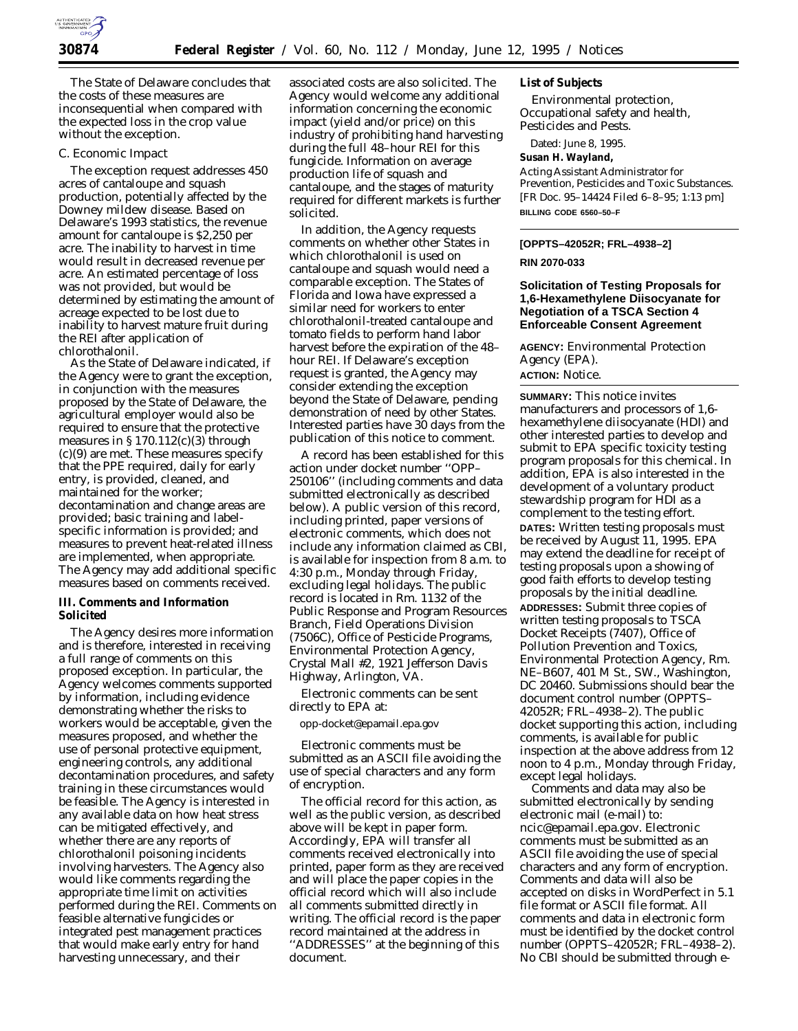The State of Delaware concludes that the costs of these measures are inconsequential when compared with the expected loss in the crop value without the exception.

### C. Economic Impact

The exception request addresses 450 acres of cantaloupe and squash production, potentially affected by the Downey mildew disease. Based on Delaware's 1993 statistics, the revenue amount for cantaloupe is $2,250 per acre. The inability to harvest in time would result in decreased revenue per acre. An estimated percentage of loss was not provided, but would be determined by estimating the amount of acreage expected to be lost due to inability to harvest mature fruit during the REI after application of chlorothalonil.

As the State of Delaware indicated, if the Agency were to grant the exception, in conjunction with the measures proposed by the State of Delaware, the agricultural employer would also be required to ensure that the protective measures in § 170.112(c)(3) through (c)(9) are met. These measures specify that the PPE required, daily for early entry, is provided, cleaned, and maintained for the worker; decontamination and change areas are provided; basic training and label-specific information is provided; and measures to prevent heat-related illness are implemented, when appropriate. The Agency may add additional specific measures based on comments received.

## III. Comments and Information Solicited

The Agency desires more information and is therefore, interested in receiving a full range of comments on this proposed exception. In particular, the Agency welcomes comments supported by information, including evidence demonstrating whether the risks to workers would be acceptable, given the measures proposed, and whether the use of personal protective equipment, engineering controls, any additional decontamination procedures, and safety training in these circumstances would be feasible. The Agency is interested in any available data on how heat stress can be mitigated effectively, and whether there are any reports of chlorothalonil poisoning incidents involving harvesters. The Agency also would like comments regarding the appropriate time limit on activities performed during the REI. Comments on feasible alternative fungicides or integrated pest management practices that would make early entry for hand harvesting unnecessary, and their associated costs are also solicited. The Agency would welcome any additional information concerning the economic impact (yield and/or price) on this industry of prohibiting hand harvesting during the full 48–hour REI for this fungicide. Information on average production life of squash and cantaloupe, and the stages of maturity required for different markets is further solicited.

In addition, the Agency requests comments on whether other States in which chlorothalonil is used on cantaloupe and squash would need a comparable exception. The States of Florida and Iowa have expressed a similar need for workers to enter chlorothalonil-treated cantaloupe and tomato fields to perform hand labor harvest before the expiration of the 48–hour REI. If Delaware's exception request is granted, the Agency may consider extending the exception beyond the State of Delaware, pending demonstration of need by other States. Interested parties have 30 days from the publication of this notice to comment.

A record has been established for this action under docket number ''OPP–250106'' (including comments and data submitted electronically as described below). A public version of this record, including printed, paper versions of electronic comments, which does not include any information claimed as CBI, is available for inspection from 8 a.m. to 4:30 p.m., Monday through Friday, excluding legal holidays. The public record is located in Rm. 1132 of the Public Response and Program Resources Branch, Field Operations Division (7506C), Office of Pesticide Programs, Environmental Protection Agency, Crystal Mall #2, 1921 Jefferson Davis Highway, Arlington, VA.

Electronic comments can be sent directly to EPA at:

opp-docket@epamail.epa.gov

Electronic comments must be submitted as an ASCII file avoiding the use of special characters and any form of encryption.

The official record for this action, as well as the public version, as described above will be kept in paper form. Accordingly, EPA will transfer all comments received electronically into printed, paper form as they are received and will place the paper copies in the official record which will also include all comments submitted directly in writing. The official record is the paper record maintained at the address in ''ADDRESSES'' at the beginning of this document.

**List of Subjects**

Environmental protection, Occupational safety and health, Pesticides and Pests.

Dated: June 8, 1995.

**Susan H. Wayland,**

*Acting Assistant Administrator for Prevention, Pesticides and Toxic Substances.*

[FR Doc. 95–14424 Filed 6–8–95; 1:13 pm]

**BILLING CODE 6560–50–F**

---

**[OPPTS–42052R; FRL–4938–2]**

**RIN 2070–033**

## Solicitation of Testing Proposals for 1,6-Hexamethylene Diisocyanate for Negotiation of a TSCA Section 4 Enforceable Consent Agreement

**AGENCY:** Environmental Protection Agency (EPA).

**ACTION:** Notice.

**SUMMARY:** This notice invites manufacturers and processors of 1,6-hexamethylene diisocyanate (HDI) and other interested parties to develop and submit to EPA specific toxicity testing program proposals for this chemical. In addition, EPA is also interested in the development of a voluntary product stewardship program for HDI as a complement to the testing effort.

**DATES:** Written testing proposals must be received by August 11, 1995. EPA may extend the deadline for receipt of testing proposals upon a showing of good faith efforts to develop testing proposals by the initial deadline.

**ADDRESSES:** Submit three copies of written testing proposals to TSCA Docket Receipts (7407), Office of Pollution Prevention and Toxics, Environmental Protection Agency, Rm. NE–B607, 401 M St., SW., Washington, DC 20460. Submissions should bear the document control number (OPPTS–42052R; FRL–4938–2). The public docket supporting this action, including comments, is available for public inspection at the above address from 12 noon to 4 p.m., Monday through Friday, except legal holidays.

Comments and data may also be submitted electronically by sending electronic mail (e-mail) to: ncic@epamail.epa.gov. Electronic comments must be submitted as an ASCII file avoiding the use of special characters and any form of encryption. Comments and data will also be accepted on disks in WordPerfect in 5.1 file format or ASCII file format. All comments and data in electronic form must be identified by the docket control number (OPPTS–42052R; FRL–4938–2). No CBI should be submitted through e-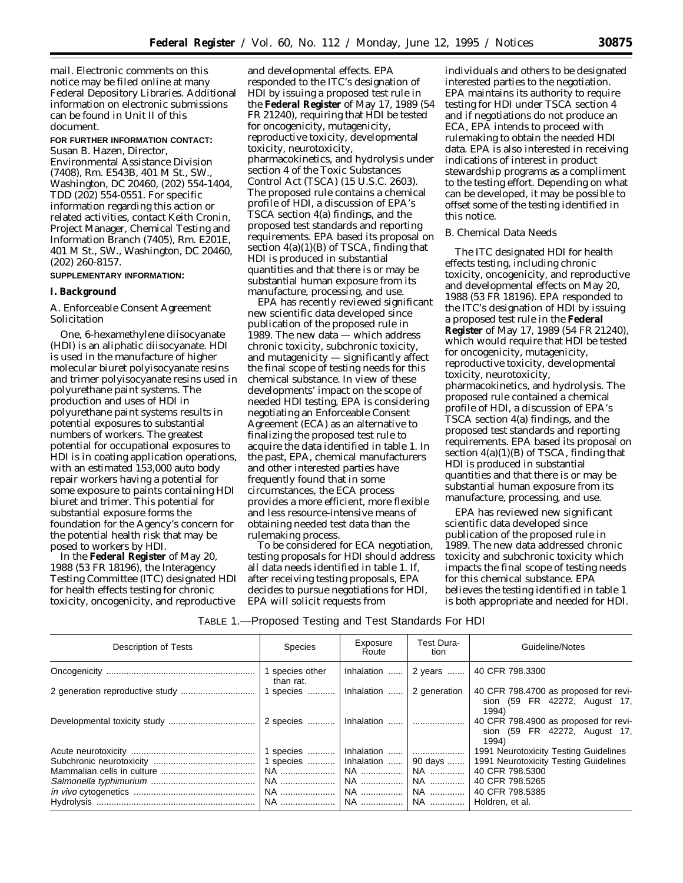mail. Electronic comments on this notice may be filed online at many Federal Depository Libraries. Additional information on electronic submissions can be found in Unit II of this document.

**FOR FURTHER INFORMATION CONTACT:** Susan B. Hazen, Director, Environmental Assistance Division (7408), Rm. E543B, 401 M St., SW., Washington, DC 20460, (202) 554-1404, TDD (202) 554-0551. For specific information regarding this action or related activities, contact Keith Cronin, Project Manager, Chemical Testing and Information Branch (7405), Rm. E201E, 401 M St., SW., Washington, DC 20460, (202) 260-8157.

**SUPPLEMENTARY INFORMATION:**

## I. Background

### A. Enforceable Consent Agreement Solicitation

One, 6-hexamethylene diisocyanate (HDI) is an aliphatic diisocyanate. HDI is used in the manufacture of higher molecular biuret polyisocyanate resins and trimer polyisocyanate resins used in polyurethane paint systems. The production and uses of HDI in polyurethane paint systems results in potential exposures to substantial numbers of workers. The greatest potential for occupational exposures to HDI is in coating application operations, with an estimated 153,000 auto body repair workers having a potential for some exposure to paints containing HDI biuret and trimer. This potential for substantial exposure forms the foundation for the Agency's concern for the potential health risk that may be posed to workers by HDI.

In the **Federal Register** of May 20, 1988 (53 FR 18196), the Interagency Testing Committee (ITC) designated HDI for health effects testing for chronic toxicity, oncogenicity, and reproductive and developmental effects. EPA responded to the ITC's designation of HDI by issuing a proposed test rule in the **Federal Register** of May 17, 1989 (54 FR 21240), requiring that HDI be tested for oncogenicity, mutagenicity, reproductive toxicity, developmental toxicity, neurotoxicity, pharmacokinetics, and hydrolysis under section 4 of the Toxic Substances Control Act (TSCA) (15 U.S.C. 2603). The proposed rule contains a chemical profile of HDI, a discussion of EPA's TSCA section 4(a) findings, and the proposed test standards and reporting requirements. EPA based its proposal on section 4(a)(1)(B) of TSCA, finding that HDI is produced in substantial quantities and that there is or may be substantial human exposure from its manufacture, processing, and use.

EPA has recently reviewed significant new scientific data developed since publication of the proposed rule in 1989. The new data — which address chronic toxicity, subchronic toxicity, and mutagenicity — significantly affect the final scope of testing needs for this chemical substance. In view of these developments' impact on the scope of needed HDI testing, EPA is considering negotiating an Enforceable Consent Agreement (ECA) as an alternative to finalizing the proposed test rule to acquire the data identified in table 1. In the past, EPA, chemical manufacturers and other interested parties have frequently found that in some circumstances, the ECA process provides a more efficient, more flexible and less resource-intensive means of obtaining needed test data than the rulemaking process.

To be considered for ECA negotiation, testing proposals for HDI should address all data needs identified in table 1. If, after receiving testing proposals, EPA decides to pursue negotiations for HDI, EPA will solicit requests from individuals and others to be designated interested parties to the negotiation. EPA maintains its authority to require testing for HDI under TSCA section 4 and if negotiations do not produce an ECA, EPA intends to proceed with rulemaking to obtain the needed HDI data. EPA is also interested in receiving indications of interest in product stewardship programs as a compliment to the testing effort. Depending on what can be developed, it may be possible to offset some of the testing identified in this notice.

### B. Chemical Data Needs

The ITC designated HDI for health effects testing, including chronic toxicity, oncogenicity, and reproductive and developmental effects on May 20, 1988 (53 FR 18196). EPA responded to the ITC's designation of HDI by issuing a proposed test rule in the **Federal Register** of May 17, 1989 (54 FR 21240), which would require that HDI be tested for oncogenicity, mutagenicity, reproductive toxicity, developmental toxicity, neurotoxicity, pharmacokinetics, and hydrolysis. The proposed rule contained a chemical profile of HDI, a discussion of EPA's TSCA section 4(a) findings, and the proposed test standards and reporting requirements. EPA based its proposal on section 4(a)(1)(B) of TSCA, finding that HDI is produced in substantial quantities and that there is or may be substantial human exposure from its manufacture, processing, and use.

EPA has reviewed new significant scientific data developed since publication of the proposed rule in 1989. The new data addressed chronic toxicity and subchronic toxicity which impacts the final scope of testing needs for this chemical substance. EPA believes the testing identified in table 1 is both appropriate and needed for HDI.

TABLE 1.—Proposed Testing and Test Standards For HDI

| Description of Tests | Species | Exposure Route | Test Duration | Guideline/Notes |
|---|---|---|---|---|
| Oncogenicity | 1 species other than rat. | Inhalation | 2 years | 40 CFR 798.3300 |
| 2 generation reproductive study | 1 species | Inhalation | 2 generation | 40 CFR 798.4700 as proposed for revision (59 FR 42272, August 17, 1994) |
| Developmental toxicity study | 2 species | Inhalation | | 40 CFR 798.4900 as proposed for revision (59 FR 42272, August 17, 1994) |
| Acute neurotoxicity | 1 species | Inhalation | | 1991 Neurotoxicity Testing Guidelines |
| Subchronic neurotoxicity | 1 species | Inhalation | 90 days | 1991 Neurotoxicity Testing Guidelines |
| Mammalian cells in culture | NA | NA | NA | 40 CFR 798.5300 |
| *Salmonella typhimurium* | NA | NA | NA | 40 CFR 798.5265 |
| *in vivo* cytogenetics | NA | NA | NA | 40 CFR 798.5385 |
| Hydrolysis | NA | NA | NA | Holdren, et al. |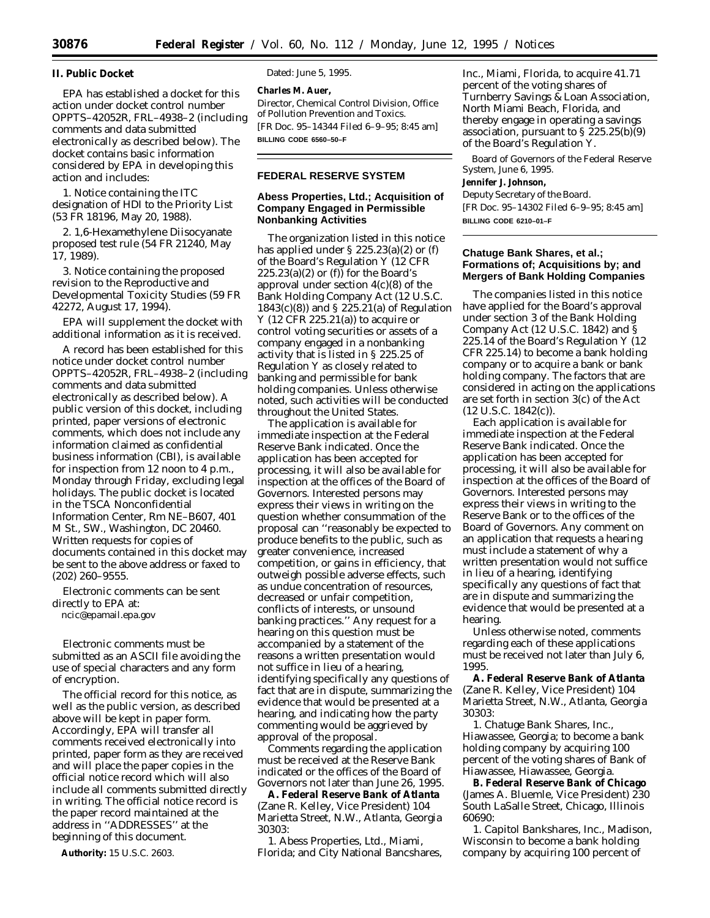## II. Public Docket

EPA has established a docket for this action under docket control number OPPTS–42052R, FRL–4938–2 (including comments and data submitted electronically as described below). The docket contains basic information considered by EPA in developing this action and includes:

1. Notice containing the ITC designation of HDI to the Priority List (53 FR 18196, May 20, 1988).

2. 1,6-Hexamethylene Diisocyanate proposed test rule (54 FR 21240, May 17, 1989).

3. Notice containing the proposed revision to the Reproductive and Developmental Toxicity Studies (59 FR 42272, August 17, 1994).

EPA will supplement the docket with additional information as it is received.

A record has been established for this notice under docket control number OPPTS–42052R, FRL–4938–2 (including comments and data submitted electronically as described below). A public version of this docket, including printed, paper versions of electronic comments, which does not include any information claimed as confidential business information (CBI), is available for inspection from 12 noon to 4 p.m., Monday through Friday, excluding legal holidays. The public docket is located in the TSCA Nonconfidential Information Center, Rm NE–B607, 401 M St., SW., Washington, DC 20460. Written requests for copies of documents contained in this docket may be sent to the above address or faxed to (202) 260–9555.

Electronic comments can be sent directly to EPA at:

ncic@epamail.epa.gov

Electronic comments must be submitted as an ASCII file avoiding the use of special characters and any form of encryption.

The official record for this notice, as well as the public version, as described above will be kept in paper form. Accordingly, EPA will transfer all comments received electronically into printed, paper form as they are received and will place the paper copies in the official notice record which will also include all comments submitted directly in writing. The official notice record is the paper record maintained at the address in ''ADDRESSES'' at the beginning of this document.

**Authority:** 15 U.S.C. 2603.

Dated: June 5, 1995.

**Charles M. Auer,**

*Director, Chemical Control Division, Office of Pollution Prevention and Toxics.*

[FR Doc. 95–14344 Filed 6–9–95; 8:45 am]

**BILLING CODE 6560–50–F**

---

## FEDERAL RESERVE SYSTEM

### Abess Properties, Ltd.; Acquisition of Company Engaged in Permissible Nonbanking Activities

The organization listed in this notice has applied under § 225.23(a)(2) or (f) of the Board's Regulation Y (12 CFR 225.23(a)(2) or (f)) for the Board's approval under section 4(c)(8) of the Bank Holding Company Act (12 U.S.C. 1843(c)(8)) and § 225.21(a) of Regulation Y (12 CFR 225.21(a)) to acquire or control voting securities or assets of a company engaged in a nonbanking activity that is listed in § 225.25 of Regulation Y as closely related to banking and permissible for bank holding companies. Unless otherwise noted, such activities will be conducted throughout the United States.

The application is available for immediate inspection at the Federal Reserve Bank indicated. Once the application has been accepted for processing, it will also be available for inspection at the offices of the Board of Governors. Interested persons may express their views in writing on the question whether consummation of the proposal can ''reasonably be expected to produce benefits to the public, such as greater convenience, increased competition, or gains in efficiency, that outweigh possible adverse effects, such as undue concentration of resources, decreased or unfair competition, conflicts of interests, or unsound banking practices.'' Any request for a hearing on this question must be accompanied by a statement of the reasons a written presentation would not suffice in lieu of a hearing, identifying specifically any questions of fact that are in dispute, summarizing the evidence that would be presented at a hearing, and indicating how the party commenting would be aggrieved by approval of the proposal.

Comments regarding the application must be received at the Reserve Bank indicated or the offices of the Board of Governors not later than June 26, 1995.

**A. Federal Reserve Bank of Atlanta** (Zane R. Kelley, Vice President) 104 Marietta Street, N.W., Atlanta, Georgia 30303:

1. *Abess Properties, Ltd.*, Miami, Florida; and City National Bancshares, Inc., Miami, Florida, to acquire 41.71 percent of the voting shares of Turnberry Savings & Loan Association, North Miami Beach, Florida, and thereby engage in operating a savings association, pursuant to § 225.25(b)(9) of the Board's Regulation Y.

Board of Governors of the Federal Reserve System, June 6, 1995.

**Jennifer J. Johnson,**

*Deputy Secretary of the Board.*

[FR Doc. 95–14302 Filed 6–9–95; 8:45 am]

**BILLING CODE 6210–01–F**

---

### Chatuge Bank Shares, et al.; Formations of; Acquisitions by; and Mergers of Bank Holding Companies

The companies listed in this notice have applied for the Board's approval under section 3 of the Bank Holding Company Act (12 U.S.C. 1842) and § 225.14 of the Board's Regulation Y (12 CFR 225.14) to become a bank holding company or to acquire a bank or bank holding company. The factors that are considered in acting on the applications are set forth in section 3(c) of the Act (12 U.S.C. 1842(c)).

Each application is available for immediate inspection at the Federal Reserve Bank indicated. Once the application has been accepted for processing, it will also be available for inspection at the offices of the Board of Governors. Interested persons may express their views in writing to the Reserve Bank or to the offices of the Board of Governors. Any comment on an application that requests a hearing must include a statement of why a written presentation would not suffice in lieu of a hearing, identifying specifically any questions of fact that are in dispute and summarizing the evidence that would be presented at a hearing.

Unless otherwise noted, comments regarding each of these applications must be received not later than July 6, 1995.

**A. Federal Reserve Bank of Atlanta** (Zane R. Kelley, Vice President) 104 Marietta Street, N.W., Atlanta, Georgia 30303:

1. *Chatuge Bank Shares, Inc.*, Hiawassee, Georgia; to become a bank holding company by acquiring 100 percent of the voting shares of Bank of Hiawassee, Hiawassee, Georgia.

**B. Federal Reserve Bank of Chicago** (James A. Bluemle, Vice President) 230 South LaSalle Street, Chicago, Illinois 60690:

1. *Capitol Bankshares, Inc.*, Madison, Wisconsin to become a bank holding company by acquiring 100 percent of